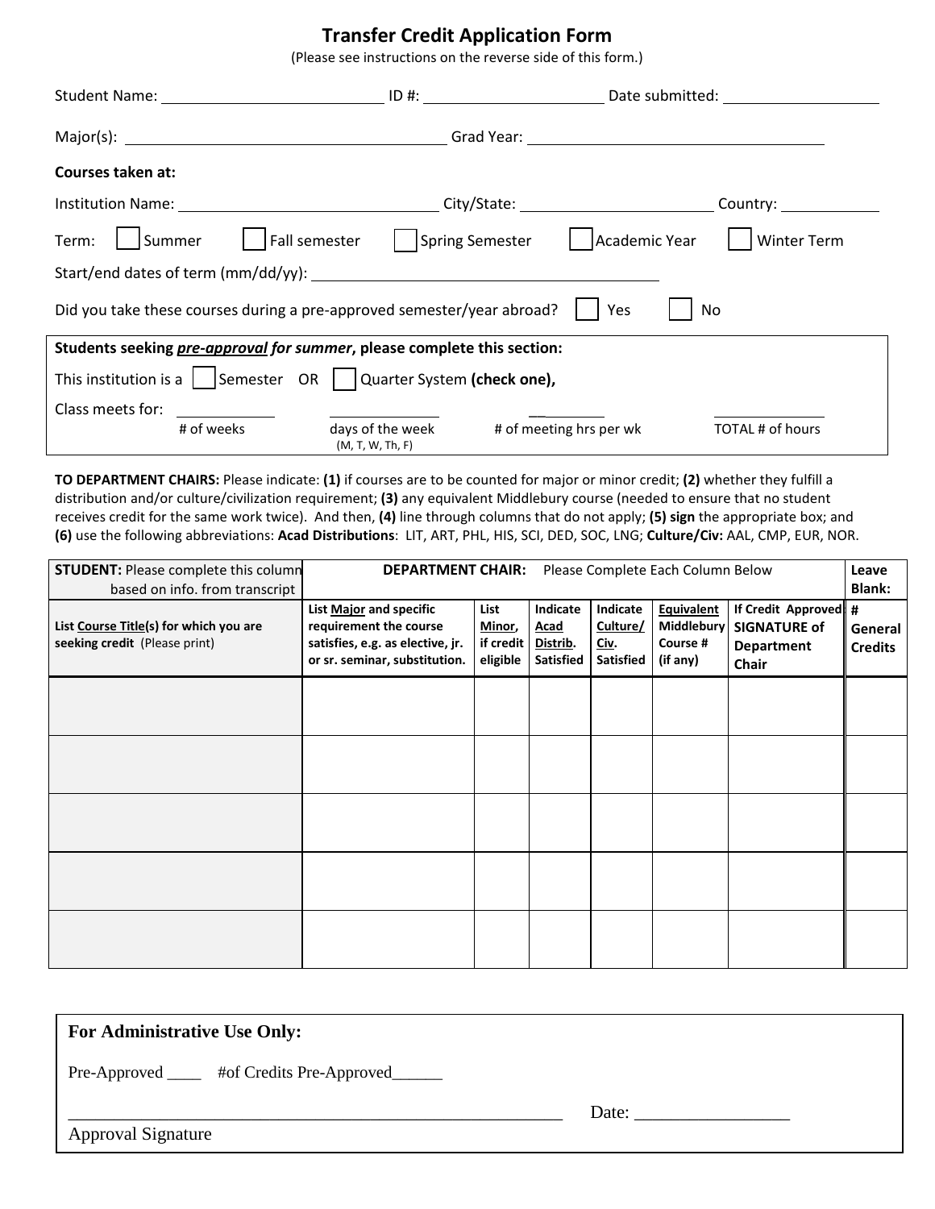# Transfer Credit Application Form

(Please see instructions on the reverse side of this form.)

Student Name: ____________________ ID #: ____________________ Date submitted: ____________________

Major(s): ____________________ Grad Year: ____________________

**Courses taken at:**

Institution Name: ____________________ City/State: ____________________ Country: ____________

Term: ☐ Summer ☐ Fall semester ☐ Spring Semester ☐ Academic Year ☐ Winter Term

Start/end dates of term (mm/dd/yy): ____________________

Did you take these courses during a pre-approved semester/year abroad? ☐ Yes ☐ No

**Students seeking *pre-approval* for summer, please complete this section:**

This institution is a ☐ Semester OR ☐ Quarter System **(check one),**

Class meets for: ________ # of weeks ________ days of the week (M, T, W, Th, F) ________ # of meeting hrs per wk ________ TOTAL # of hours

**TO DEPARTMENT CHAIRS:** Please indicate: **(1)** if courses are to be counted for major or minor credit; **(2)** whether they fulfill a distribution and/or culture/civilization requirement; **(3)** any equivalent Middlebury course (needed to ensure that no student receives credit for the same work twice). And then, **(4)** line through columns that do not apply; **(5) sign** the appropriate box; and **(6)** use the following abbreviations: **Acad Distributions**: LIT, ART, PHL, HIS, SCI, DED, SOC, LNG; **Culture/Civ:** AAL, CMP, EUR, NOR.

| **STUDENT:** Please complete this column based on info. from transcript | **DEPARTMENT CHAIR:** Please Complete Each Column Below | | | | | | **Leave Blank:** |
|---|---|---|---|---|---|---|---|
| **List Course Title(s) for which you are seeking credit** (Please print) | **List Major and specific requirement the course satisfies, e.g. as elective, jr. or sr. seminar, substitution.** | **List Minor, if credit eligible** | **Indicate Acad Distrib. Satisfied** | **Indicate Culture/ Civ. Satisfied** | **Equivalent Middlebury Course # (if any)** | **If Credit Approved SIGNATURE of Department Chair** | **# General Credits** |
| | | | | | | | |
| | | | | | | | |
| | | | | | | | |
| | | | | | | | |
| | | | | | | | |

**For Administrative Use Only:**

Pre-Approved ____ #of Credits Pre-Approved______

________________________________________ Date: __________________

Approval Signature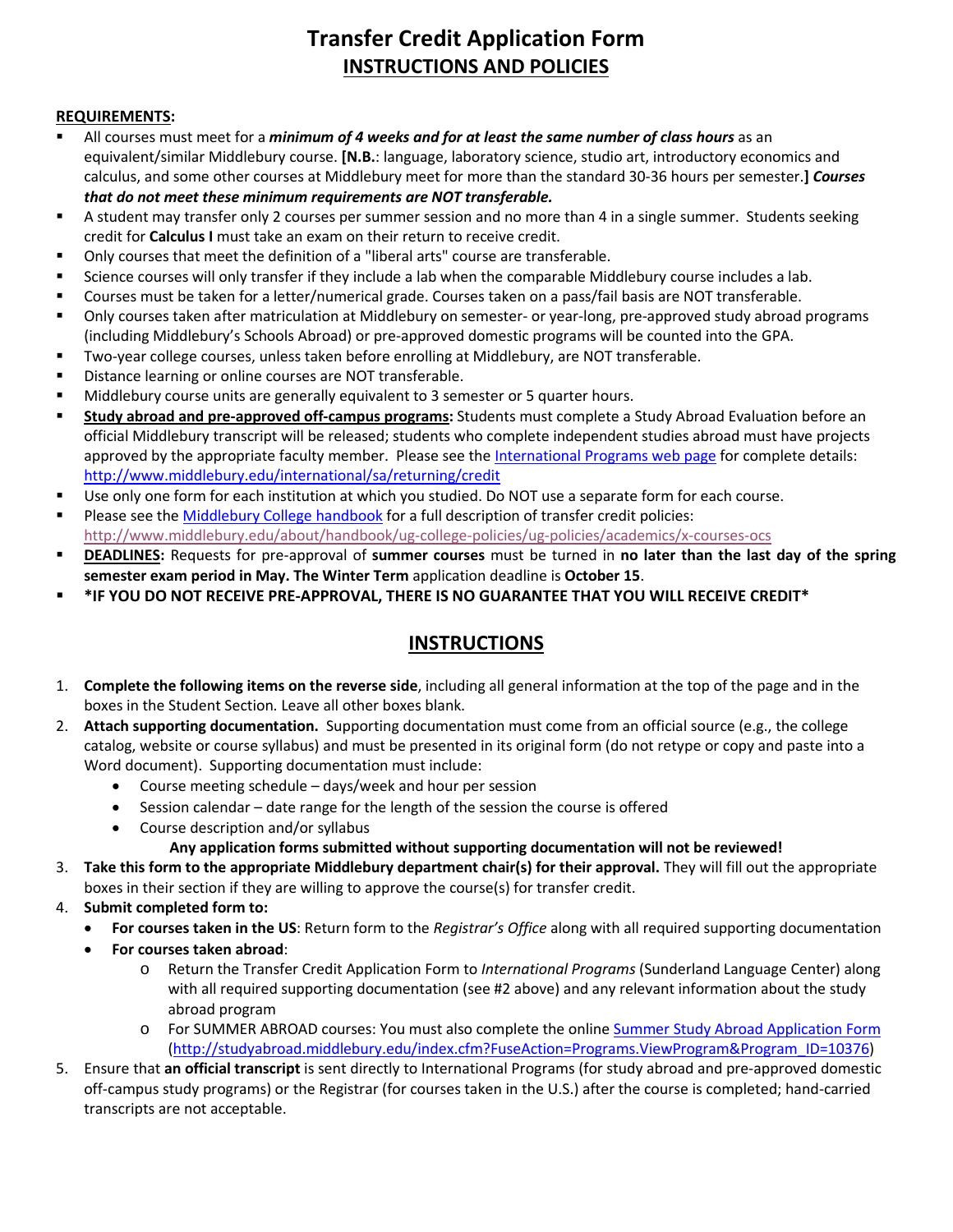# Transfer Credit Application Form

## INSTRUCTIONS AND POLICIES

**REQUIREMENTS:**

- All courses must meet for a ***minimum of 4 weeks and for at least the same number of class hours*** as an equivalent/similar Middlebury course. **[N.B.**: language, laboratory science, studio art, introductory economics and calculus, and some other courses at Middlebury meet for more than the standard 30-36 hours per semester.**]** ***Courses that do not meet these minimum requirements are NOT transferable.***
- A student may transfer only 2 courses per summer session and no more than 4 in a single summer. Students seeking credit for **Calculus I** must take an exam on their return to receive credit.
- Only courses that meet the definition of a "liberal arts" course are transferable.
- Science courses will only transfer if they include a lab when the comparable Middlebury course includes a lab.
- Courses must be taken for a letter/numerical grade. Courses taken on a pass/fail basis are NOT transferable.
- Only courses taken after matriculation at Middlebury on semester- or year-long, pre-approved study abroad programs (including Middlebury's Schools Abroad) or pre-approved domestic programs will be counted into the GPA.
- Two-year college courses, unless taken before enrolling at Middlebury, are NOT transferable.
- Distance learning or online courses are NOT transferable.
- Middlebury course units are generally equivalent to 3 semester or 5 quarter hours.
- **Study abroad and pre-approved off-campus programs:** Students must complete a Study Abroad Evaluation before an official Middlebury transcript will be released; students who complete independent studies abroad must have projects approved by the appropriate faculty member. Please see the International Programs web page for complete details: http://www.middlebury.edu/international/sa/returning/credit
- Use only one form for each institution at which you studied. Do NOT use a separate form for each course.
- Please see the Middlebury College handbook for a full description of transfer credit policies: http://www.middlebury.edu/about/handbook/ug-college-policies/ug-policies/academics/x-courses-ocs
- **DEADLINES:** Requests for pre-approval of **summer courses** must be turned in **no later than the last day of the spring semester exam period in May. The Winter Term** application deadline is **October 15**.
- ***IF YOU DO NOT RECEIVE PRE-APPROVAL, THERE IS NO GUARANTEE THAT YOU WILL RECEIVE CREDIT***

## INSTRUCTIONS

1. **Complete the following items on the reverse side**, including all general information at the top of the page and in the boxes in the Student Section. Leave all other boxes blank.
2. **Attach supporting documentation.** Supporting documentation must come from an official source (e.g., the college catalog, website or course syllabus) and must be presented in its original form (do not retype or copy and paste into a Word document). Supporting documentation must include:
   - Course meeting schedule – days/week and hour per session
   - Session calendar – date range for the length of the session the course is offered
   - Course description and/or syllabus

   **Any application forms submitted without supporting documentation will not be reviewed!**
3. **Take this form to the appropriate Middlebury department chair(s) for their approval.** They will fill out the appropriate boxes in their section if they are willing to approve the course(s) for transfer credit.
4. **Submit completed form to:**
   - **For courses taken in the US**: Return form to the *Registrar's Office* along with all required supporting documentation
   - **For courses taken abroad**:
     - Return the Transfer Credit Application Form to *International Programs* (Sunderland Language Center) along with all required supporting documentation (see #2 above) and any relevant information about the study abroad program
     - For SUMMER ABROAD courses: You must also complete the online Summer Study Abroad Application Form (http://studyabroad.middlebury.edu/index.cfm?FuseAction=Programs.ViewProgram&Program_ID=10376)
5. Ensure that **an official transcript** is sent directly to International Programs (for study abroad and pre-approved domestic off-campus study programs) or the Registrar (for courses taken in the U.S.) after the course is completed; hand-carried transcripts are not acceptable.